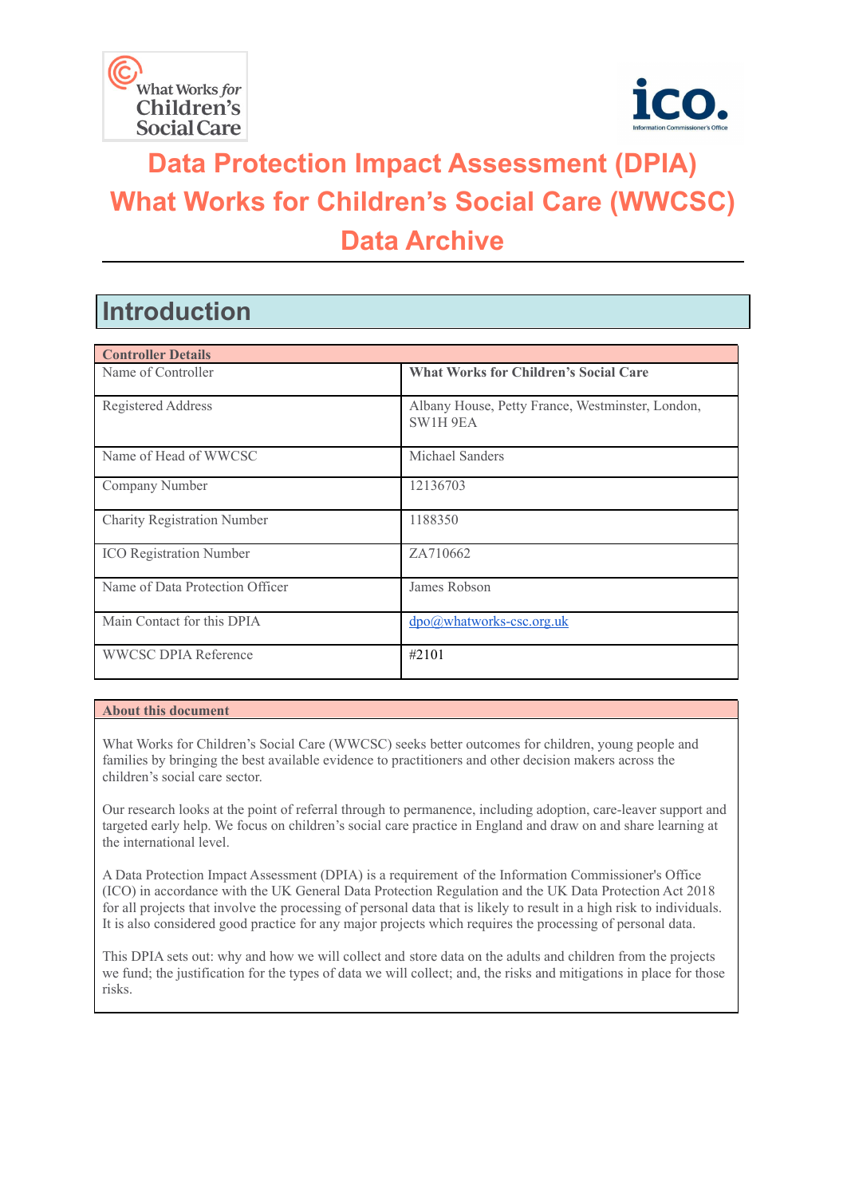# Data Protection Impact Assessment (DPIA)
# What Works for Children's Social Care (WWCSC)
# Data Archive

## Introduction

| Controller Details | |
|---|---|
| Name of Controller | **What Works for Children's Social Care** |
| Registered Address | Albany House, Petty France, Westminster, London, SW1H 9EA |
| Name of Head of WWCSC | Michael Sanders |
| Company Number | 12136703 |
| Charity Registration Number | 1188350 |
| ICO Registration Number | ZA710662 |
| Name of Data Protection Officer | James Robson |
| Main Contact for this DPIA | dpo@whatworks-csc.org.uk |
| WWCSC DPIA Reference | #2101 |

**About this document**

What Works for Children's Social Care (WWCSC) seeks better outcomes for children, young people and families by bringing the best available evidence to practitioners and other decision makers across the children's social care sector.

Our research looks at the point of referral through to permanence, including adoption, care-leaver support and targeted early help. We focus on children's social care practice in England and draw on and share learning at the international level.

A Data Protection Impact Assessment (DPIA) is a requirement of the Information Commissioner's Office (ICO) in accordance with the UK General Data Protection Regulation and the UK Data Protection Act 2018 for all projects that involve the processing of personal data that is likely to result in a high risk to individuals. It is also considered good practice for any major projects which requires the processing of personal data.

This DPIA sets out: why and how we will collect and store data on the adults and children from the projects we fund; the justification for the types of data we will collect; and, the risks and mitigations in place for those risks.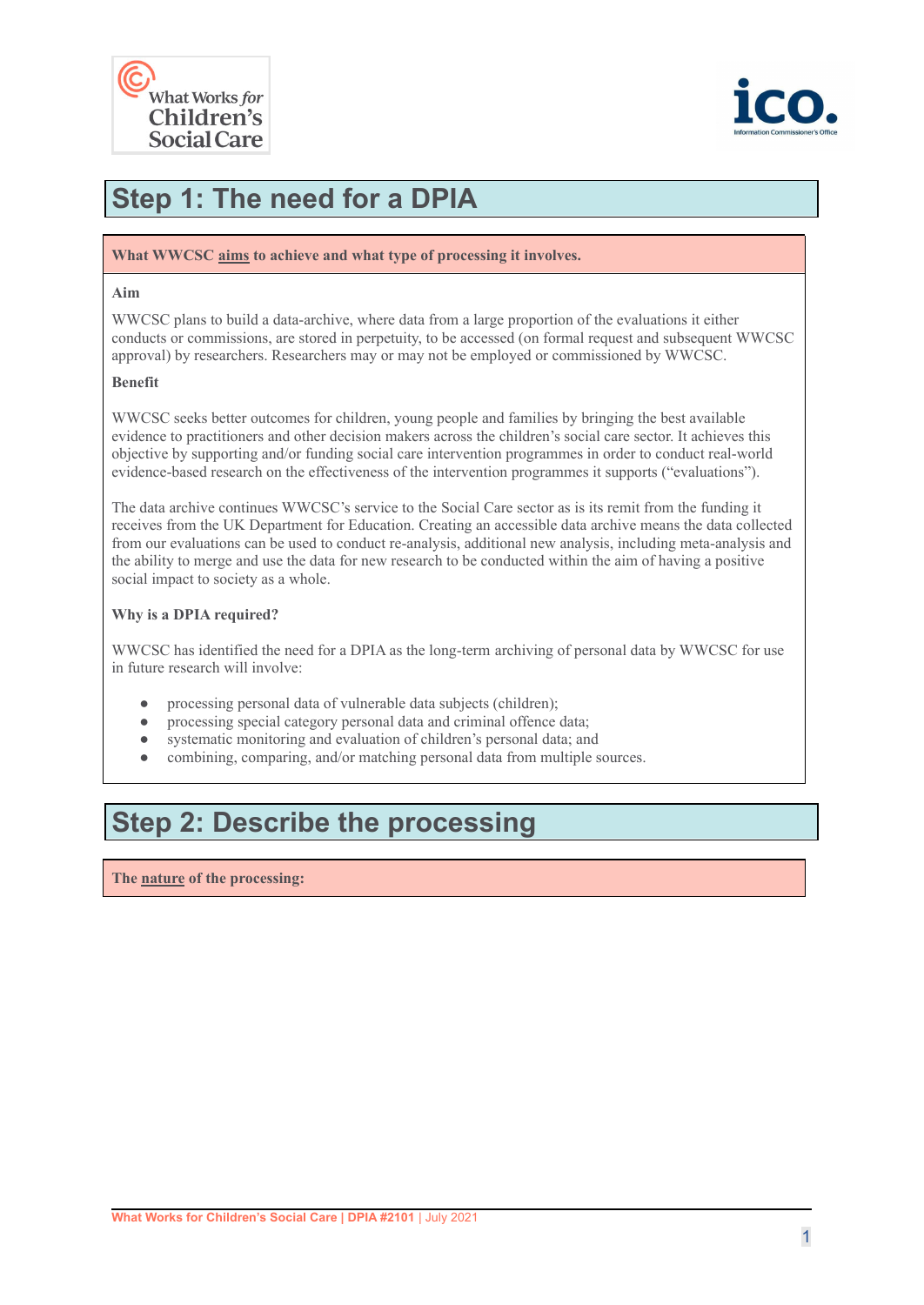## Step 1: The need for a DPIA

**What WWCSC aims to achieve and what type of processing it involves.**

**Aim**

WWCSC plans to build a data-archive, where data from a large proportion of the evaluations it either conducts or commissions, are stored in perpetuity, to be accessed (on formal request and subsequent WWCSC approval) by researchers. Researchers may or may not be employed or commissioned by WWCSC.

**Benefit**

WWCSC seeks better outcomes for children, young people and families by bringing the best available evidence to practitioners and other decision makers across the children's social care sector. It achieves this objective by supporting and/or funding social care intervention programmes in order to conduct real-world evidence-based research on the effectiveness of the intervention programmes it supports ("evaluations").

The data archive continues WWCSC's service to the Social Care sector as is its remit from the funding it receives from the UK Department for Education. Creating an accessible data archive means the data collected from our evaluations can be used to conduct re-analysis, additional new analysis, including meta-analysis and the ability to merge and use the data for new research to be conducted within the aim of having a positive social impact to society as a whole.

**Why is a DPIA required?**

WWCSC has identified the need for a DPIA as the long-term archiving of personal data by WWCSC for use in future research will involve:

- processing personal data of vulnerable data subjects (children);
- processing special category personal data and criminal offence data;
- systematic monitoring and evaluation of children's personal data; and
- combining, comparing, and/or matching personal data from multiple sources.

## Step 2: Describe the processing

**The nature of the processing:**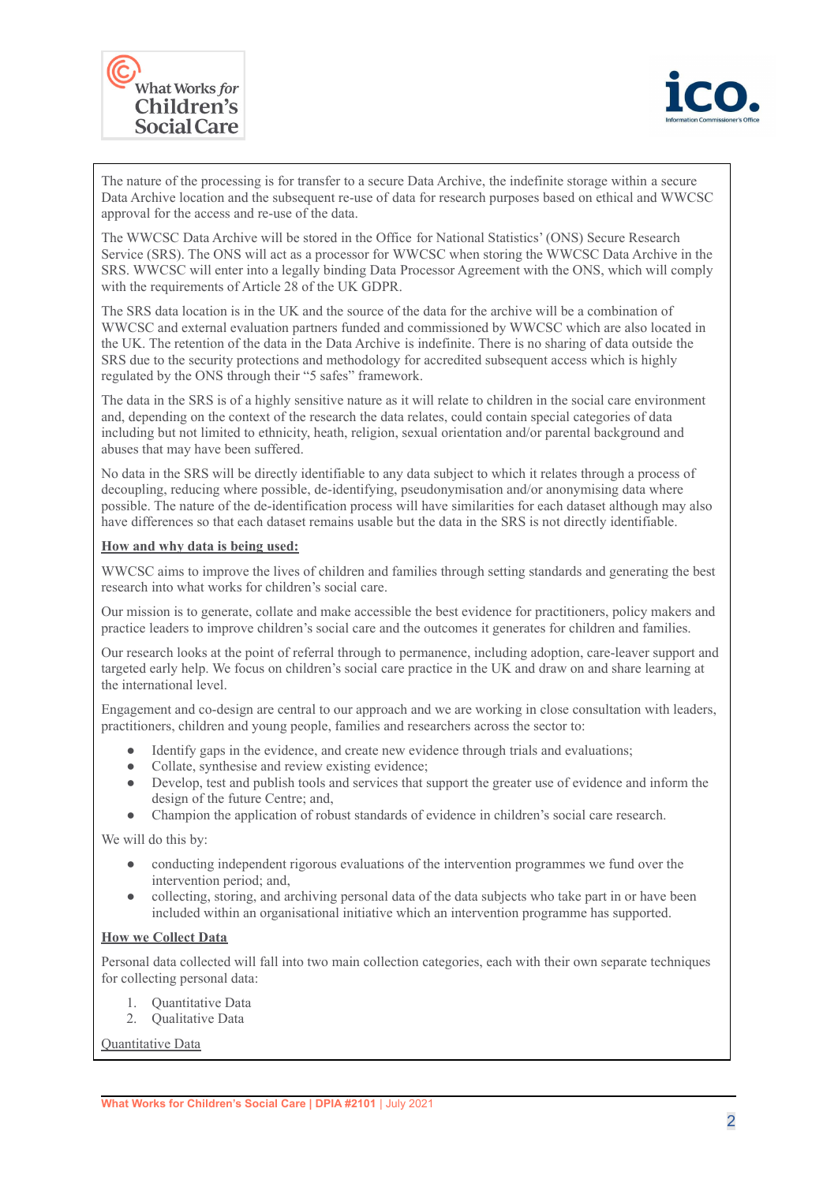The nature of the processing is for transfer to a secure Data Archive, the indefinite storage within a secure Data Archive location and the subsequent re-use of data for research purposes based on ethical and WWCSC approval for the access and re-use of the data.

The WWCSC Data Archive will be stored in the Office for National Statistics' (ONS) Secure Research Service (SRS). The ONS will act as a processor for WWCSC when storing the WWCSC Data Archive in the SRS. WWCSC will enter into a legally binding Data Processor Agreement with the ONS, which will comply with the requirements of Article 28 of the UK GDPR.

The SRS data location is in the UK and the source of the data for the archive will be a combination of WWCSC and external evaluation partners funded and commissioned by WWCSC which are also located in the UK. The retention of the data in the Data Archive is indefinite. There is no sharing of data outside the SRS due to the security protections and methodology for accredited subsequent access which is highly regulated by the ONS through their "5 safes" framework.

The data in the SRS is of a highly sensitive nature as it will relate to children in the social care environment and, depending on the context of the research the data relates, could contain special categories of data including but not limited to ethnicity, heath, religion, sexual orientation and/or parental background and abuses that may have been suffered.

No data in the SRS will be directly identifiable to any data subject to which it relates through a process of decoupling, reducing where possible, de-identifying, pseudonymisation and/or anonymising data where possible. The nature of the de-identification process will have similarities for each dataset although may also have differences so that each dataset remains usable but the data in the SRS is not directly identifiable.

**How and why data is being used:**

WWCSC aims to improve the lives of children and families through setting standards and generating the best research into what works for children's social care.

Our mission is to generate, collate and make accessible the best evidence for practitioners, policy makers and practice leaders to improve children's social care and the outcomes it generates for children and families.

Our research looks at the point of referral through to permanence, including adoption, care-leaver support and targeted early help. We focus on children's social care practice in the UK and draw on and share learning at the international level.

Engagement and co-design are central to our approach and we are working in close consultation with leaders, practitioners, children and young people, families and researchers across the sector to:

- Identify gaps in the evidence, and create new evidence through trials and evaluations;
- Collate, synthesise and review existing evidence;
- Develop, test and publish tools and services that support the greater use of evidence and inform the design of the future Centre; and,
- Champion the application of robust standards of evidence in children's social care research.

We will do this by:

- conducting independent rigorous evaluations of the intervention programmes we fund over the intervention period; and,
- collecting, storing, and archiving personal data of the data subjects who take part in or have been included within an organisational initiative which an intervention programme has supported.

**How we Collect Data**

Personal data collected will fall into two main collection categories, each with their own separate techniques for collecting personal data:

1. Quantitative Data
2. Qualitative Data

Quantitative Data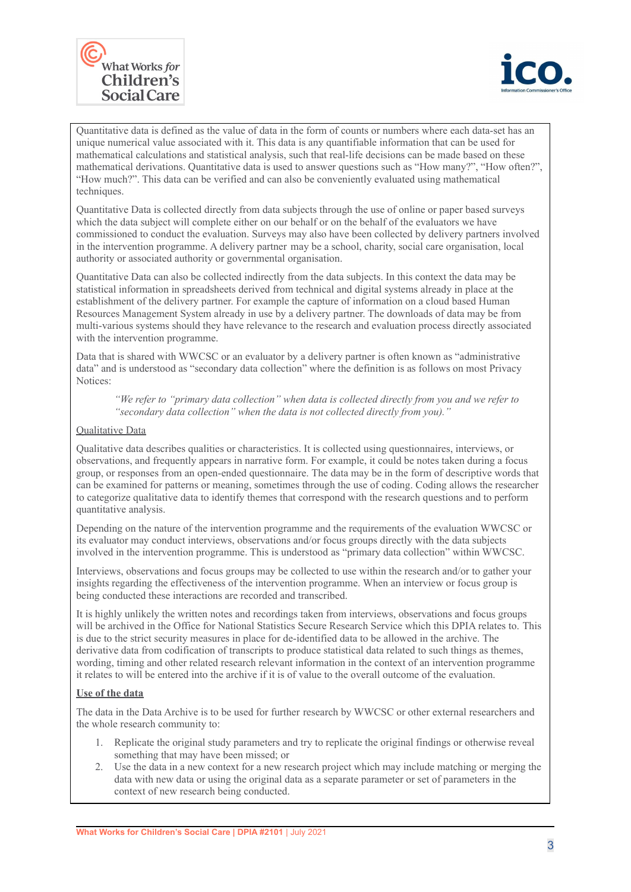Quantitative data is defined as the value of data in the form of counts or numbers where each data-set has an unique numerical value associated with it. This data is any quantifiable information that can be used for mathematical calculations and statistical analysis, such that real-life decisions can be made based on these mathematical derivations. Quantitative data is used to answer questions such as "How many?", "How often?", "How much?". This data can be verified and can also be conveniently evaluated using mathematical techniques.

Quantitative Data is collected directly from data subjects through the use of online or paper based surveys which the data subject will complete either on our behalf or on the behalf of the evaluators we have commissioned to conduct the evaluation. Surveys may also have been collected by delivery partners involved in the intervention programme. A delivery partner may be a school, charity, social care organisation, local authority or associated authority or governmental organisation.

Quantitative Data can also be collected indirectly from the data subjects. In this context the data may be statistical information in spreadsheets derived from technical and digital systems already in place at the establishment of the delivery partner. For example the capture of information on a cloud based Human Resources Management System already in use by a delivery partner. The downloads of data may be from multi-various systems should they have relevance to the research and evaluation process directly associated with the intervention programme.

Data that is shared with WWCSC or an evaluator by a delivery partner is often known as "administrative data" and is understood as "secondary data collection" where the definition is as follows on most Privacy Notices:

> *"We refer to "primary data collection" when data is collected directly from you and we refer to "secondary data collection" when the data is not collected directly from you)."*

Qualitative Data

Qualitative data describes qualities or characteristics. It is collected using questionnaires, interviews, or observations, and frequently appears in narrative form. For example, it could be notes taken during a focus group, or responses from an open-ended questionnaire. The data may be in the form of descriptive words that can be examined for patterns or meaning, sometimes through the use of coding. Coding allows the researcher to categorize qualitative data to identify themes that correspond with the research questions and to perform quantitative analysis.

Depending on the nature of the intervention programme and the requirements of the evaluation WWCSC or its evaluator may conduct interviews, observations and/or focus groups directly with the data subjects involved in the intervention programme. This is understood as "primary data collection" within WWCSC.

Interviews, observations and focus groups may be collected to use within the research and/or to gather your insights regarding the effectiveness of the intervention programme. When an interview or focus group is being conducted these interactions are recorded and transcribed.

It is highly unlikely the written notes and recordings taken from interviews, observations and focus groups will be archived in the Office for National Statistics Secure Research Service which this DPIA relates to. This is due to the strict security measures in place for de-identified data to be allowed in the archive. The derivative data from codification of transcripts to produce statistical data related to such things as themes, wording, timing and other related research relevant information in the context of an intervention programme it relates to will be entered into the archive if it is of value to the overall outcome of the evaluation.

**Use of the data**

The data in the Data Archive is to be used for further research by WWCSC or other external researchers and the whole research community to:

1. Replicate the original study parameters and try to replicate the original findings or otherwise reveal something that may have been missed; or
2. Use the data in a new context for a new research project which may include matching or merging the data with new data or using the original data as a separate parameter or set of parameters in the context of new research being conducted.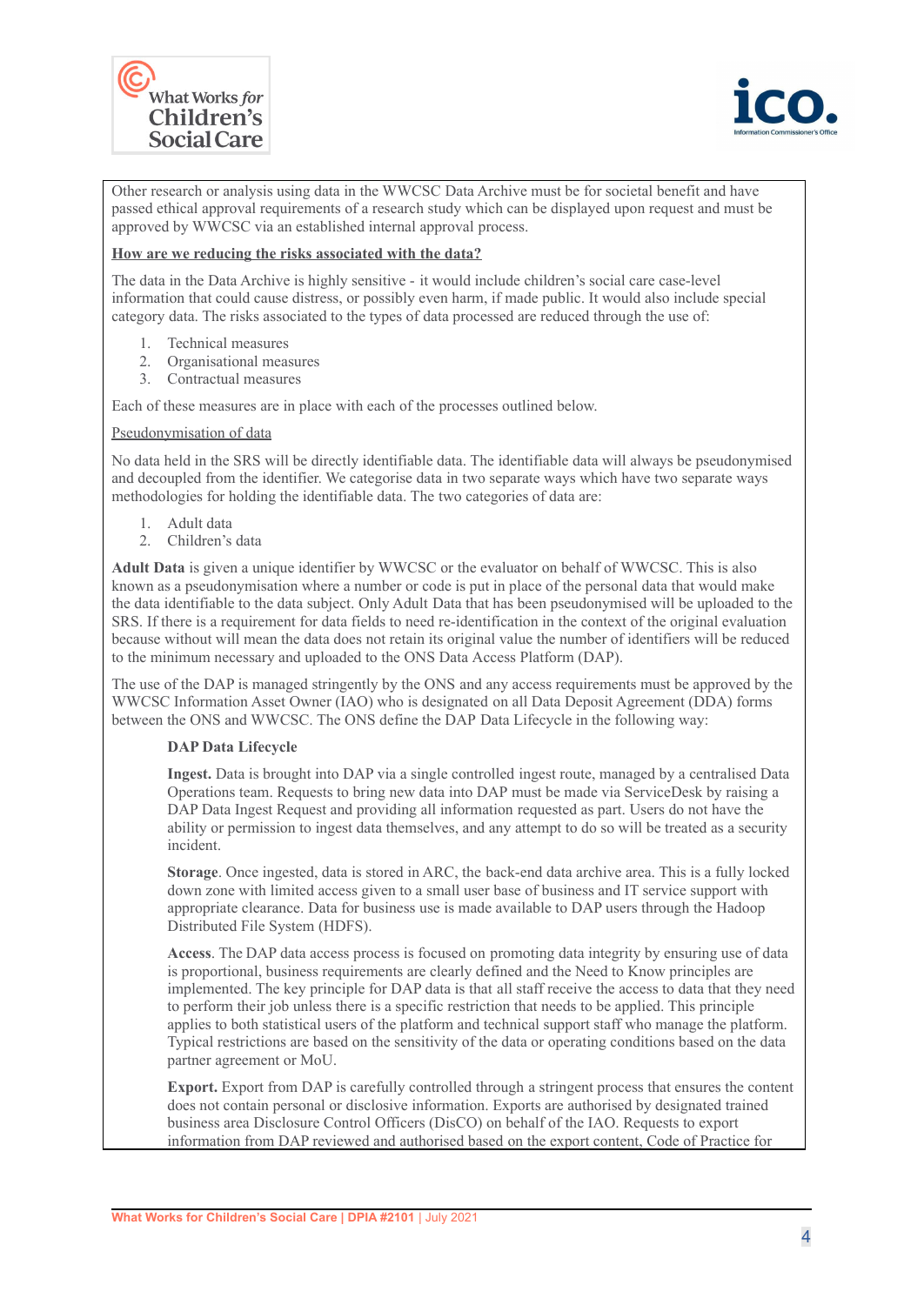Other research or analysis using data in the WWCSC Data Archive must be for societal benefit and have passed ethical approval requirements of a research study which can be displayed upon request and must be approved by WWCSC via an established internal approval process.

**How are we reducing the risks associated with the data?**

The data in the Data Archive is highly sensitive - it would include children's social care case-level information that could cause distress, or possibly even harm, if made public. It would also include special category data. The risks associated to the types of data processed are reduced through the use of:

1. Technical measures
2. Organisational measures
3. Contractual measures

Each of these measures are in place with each of the processes outlined below.

Pseudonymisation of data

No data held in the SRS will be directly identifiable data. The identifiable data will always be pseudonymised and decoupled from the identifier. We categorise data in two separate ways which have two separate ways methodologies for holding the identifiable data. The two categories of data are:

1. Adult data
2. Children's data

**Adult Data** is given a unique identifier by WWCSC or the evaluator on behalf of WWCSC. This is also known as a pseudonymisation where a number or code is put in place of the personal data that would make the data identifiable to the data subject. Only Adult Data that has been pseudonymised will be uploaded to the SRS. If there is a requirement for data fields to need re-identification in the context of the original evaluation because without will mean the data does not retain its original value the number of identifiers will be reduced to the minimum necessary and uploaded to the ONS Data Access Platform (DAP).

The use of the DAP is managed stringently by the ONS and any access requirements must be approved by the WWCSC Information Asset Owner (IAO) who is designated on all Data Deposit Agreement (DDA) forms between the ONS and WWCSC. The ONS define the DAP Data Lifecycle in the following way:

> **DAP Data Lifecycle**
>
> **Ingest.** Data is brought into DAP via a single controlled ingest route, managed by a centralised Data Operations team. Requests to bring new data into DAP must be made via ServiceDesk by raising a DAP Data Ingest Request and providing all information requested as part. Users do not have the ability or permission to ingest data themselves, and any attempt to do so will be treated as a security incident.
>
> **Storage**. Once ingested, data is stored in ARC, the back-end data archive area. This is a fully locked down zone with limited access given to a small user base of business and IT service support with appropriate clearance. Data for business use is made available to DAP users through the Hadoop Distributed File System (HDFS).
>
> **Access**. The DAP data access process is focused on promoting data integrity by ensuring use of data is proportional, business requirements are clearly defined and the Need to Know principles are implemented. The key principle for DAP data is that all staff receive the access to data that they need to perform their job unless there is a specific restriction that needs to be applied. This principle applies to both statistical users of the platform and technical support staff who manage the platform. Typical restrictions are based on the sensitivity of the data or operating conditions based on the data partner agreement or MoU.
>
> **Export.** Export from DAP is carefully controlled through a stringent process that ensures the content does not contain personal or disclosive information. Exports are authorised by designated trained business area Disclosure Control Officers (DisCO) on behalf of the IAO. Requests to export information from DAP reviewed and authorised based on the export content, Code of Practice for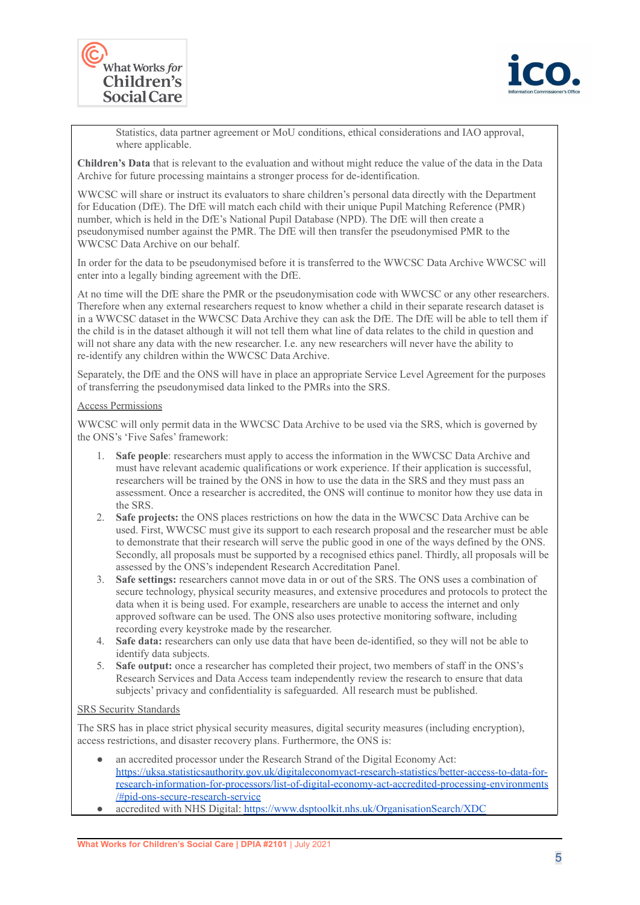Statistics, data partner agreement or MoU conditions, ethical considerations and IAO approval, where applicable.

**Children's Data** that is relevant to the evaluation and without might reduce the value of the data in the Data Archive for future processing maintains a stronger process for de-identification.

WWCSC will share or instruct its evaluators to share children's personal data directly with the Department for Education (DfE). The DfE will match each child with their unique Pupil Matching Reference (PMR) number, which is held in the DfE's National Pupil Database (NPD). The DfE will then create a pseudonymised number against the PMR. The DfE will then transfer the pseudonymised PMR to the WWCSC Data Archive on our behalf.

In order for the data to be pseudonymised before it is transferred to the WWCSC Data Archive WWCSC will enter into a legally binding agreement with the DfE.

At no time will the DfE share the PMR or the pseudonymisation code with WWCSC or any other researchers. Therefore when any external researchers request to know whether a child in their separate research dataset is in a WWCSC dataset in the WWCSC Data Archive they can ask the DfE. The DfE will be able to tell them if the child is in the dataset although it will not tell them what line of data relates to the child in question and will not share any data with the new researcher. I.e. any new researchers will never have the ability to re-identify any children within the WWCSC Data Archive.

Separately, the DfE and the ONS will have in place an appropriate Service Level Agreement for the purposes of transferring the pseudonymised data linked to the PMRs into the SRS.

<u>Access Permissions</u>

WWCSC will only permit data in the WWCSC Data Archive to be used via the SRS, which is governed by the ONS's 'Five Safes' framework:

1. **Safe people**: researchers must apply to access the information in the WWCSC Data Archive and must have relevant academic qualifications or work experience. If their application is successful, researchers will be trained by the ONS in how to use the data in the SRS and they must pass an assessment. Once a researcher is accredited, the ONS will continue to monitor how they use data in the SRS.
2. **Safe projects:** the ONS places restrictions on how the data in the WWCSC Data Archive can be used. First, WWCSC must give its support to each research proposal and the researcher must be able to demonstrate that their research will serve the public good in one of the ways defined by the ONS. Secondly, all proposals must be supported by a recognised ethics panel. Thirdly, all proposals will be assessed by the ONS's independent Research Accreditation Panel.
3. **Safe settings:** researchers cannot move data in or out of the SRS. The ONS uses a combination of secure technology, physical security measures, and extensive procedures and protocols to protect the data when it is being used. For example, researchers are unable to access the internet and only approved software can be used. The ONS also uses protective monitoring software, including recording every keystroke made by the researcher.
4. **Safe data:** researchers can only use data that have been de-identified, so they will not be able to identify data subjects.
5. **Safe output:** once a researcher has completed their project, two members of staff in the ONS's Research Services and Data Access team independently review the research to ensure that data subjects' privacy and confidentiality is safeguarded. All research must be published.

<u>SRS Security Standards</u>

The SRS has in place strict physical security measures, digital security measures (including encryption), access restrictions, and disaster recovery plans. Furthermore, the ONS is:

- an accredited processor under the Research Strand of the Digital Economy Act: https://uksa.statisticsauthority.gov.uk/digitaleconomyact-research-statistics/better-access-to-data-for-research-information-for-processors/list-of-digital-economy-act-accredited-processing-environments/#pid-ons-secure-research-service
- accredited with NHS Digital: https://www.dsptoolkit.nhs.uk/OrganisationSearch/XDC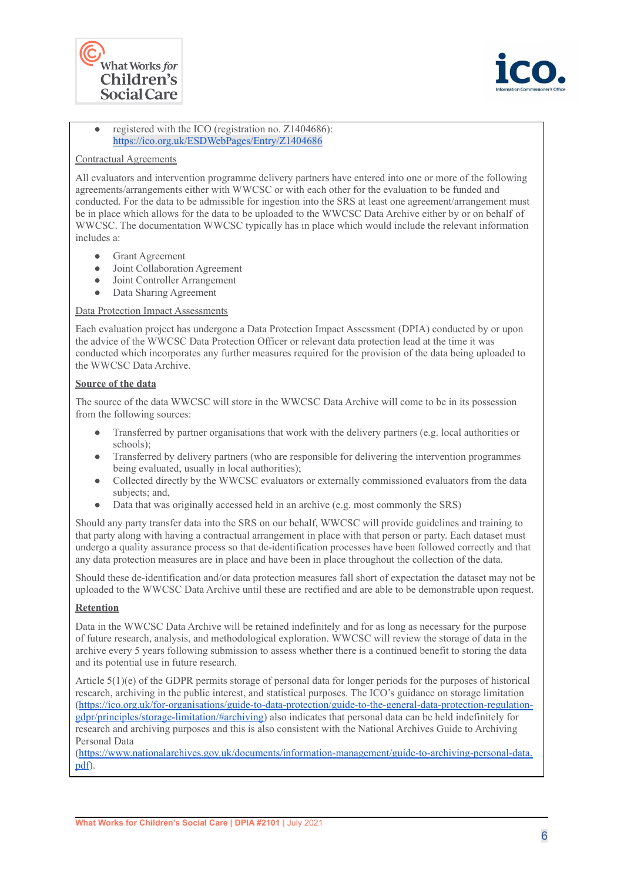- registered with the ICO (registration no. Z1404686): https://ico.org.uk/ESDWebPages/Entry/Z1404686

Contractual Agreements

All evaluators and intervention programme delivery partners have entered into one or more of the following agreements/arrangements either with WWCSC or with each other for the evaluation to be funded and conducted. For the data to be admissible for ingestion into the SRS at least one agreement/arrangement must be in place which allows for the data to be uploaded to the WWCSC Data Archive either by or on behalf of WWCSC. The documentation WWCSC typically has in place which would include the relevant information includes a:

- Grant Agreement
- Joint Collaboration Agreement
- Joint Controller Arrangement
- Data Sharing Agreement

Data Protection Impact Assessments

Each evaluation project has undergone a Data Protection Impact Assessment (DPIA) conducted by or upon the advice of the WWCSC Data Protection Officer or relevant data protection lead at the time it was conducted which incorporates any further measures required for the provision of the data being uploaded to the WWCSC Data Archive.

**Source of the data**

The source of the data WWCSC will store in the WWCSC Data Archive will come to be in its possession from the following sources:

- Transferred by partner organisations that work with the delivery partners (e.g. local authorities or schools);
- Transferred by delivery partners (who are responsible for delivering the intervention programmes being evaluated, usually in local authorities);
- Collected directly by the WWCSC evaluators or externally commissioned evaluators from the data subjects; and,
- Data that was originally accessed held in an archive (e.g. most commonly the SRS)

Should any party transfer data into the SRS on our behalf, WWCSC will provide guidelines and training to that party along with having a contractual arrangement in place with that person or party. Each dataset must undergo a quality assurance process so that de-identification processes have been followed correctly and that any data protection measures are in place and have been in place throughout the collection of the data.

Should these de-identification and/or data protection measures fall short of expectation the dataset may not be uploaded to the WWCSC Data Archive until these are rectified and are able to be demonstrable upon request.

**Retention**

Data in the WWCSC Data Archive will be retained indefinitely and for as long as necessary for the purpose of future research, analysis, and methodological exploration. WWCSC will review the storage of data in the archive every 5 years following submission to assess whether there is a continued benefit to storing the data and its potential use in future research.

Article 5(1)(e) of the GDPR permits storage of personal data for longer periods for the purposes of historical research, archiving in the public interest, and statistical purposes. The ICO's guidance on storage limitation (https://ico.org.uk/for-organisations/guide-to-data-protection/guide-to-the-general-data-protection-regulation-gdpr/principles/storage-limitation/#archiving) also indicates that personal data can be held indefinitely for research and archiving purposes and this is also consistent with the National Archives Guide to Archiving Personal Data (https://www.nationalarchives.gov.uk/documents/information-management/guide-to-archiving-personal-data.pdf).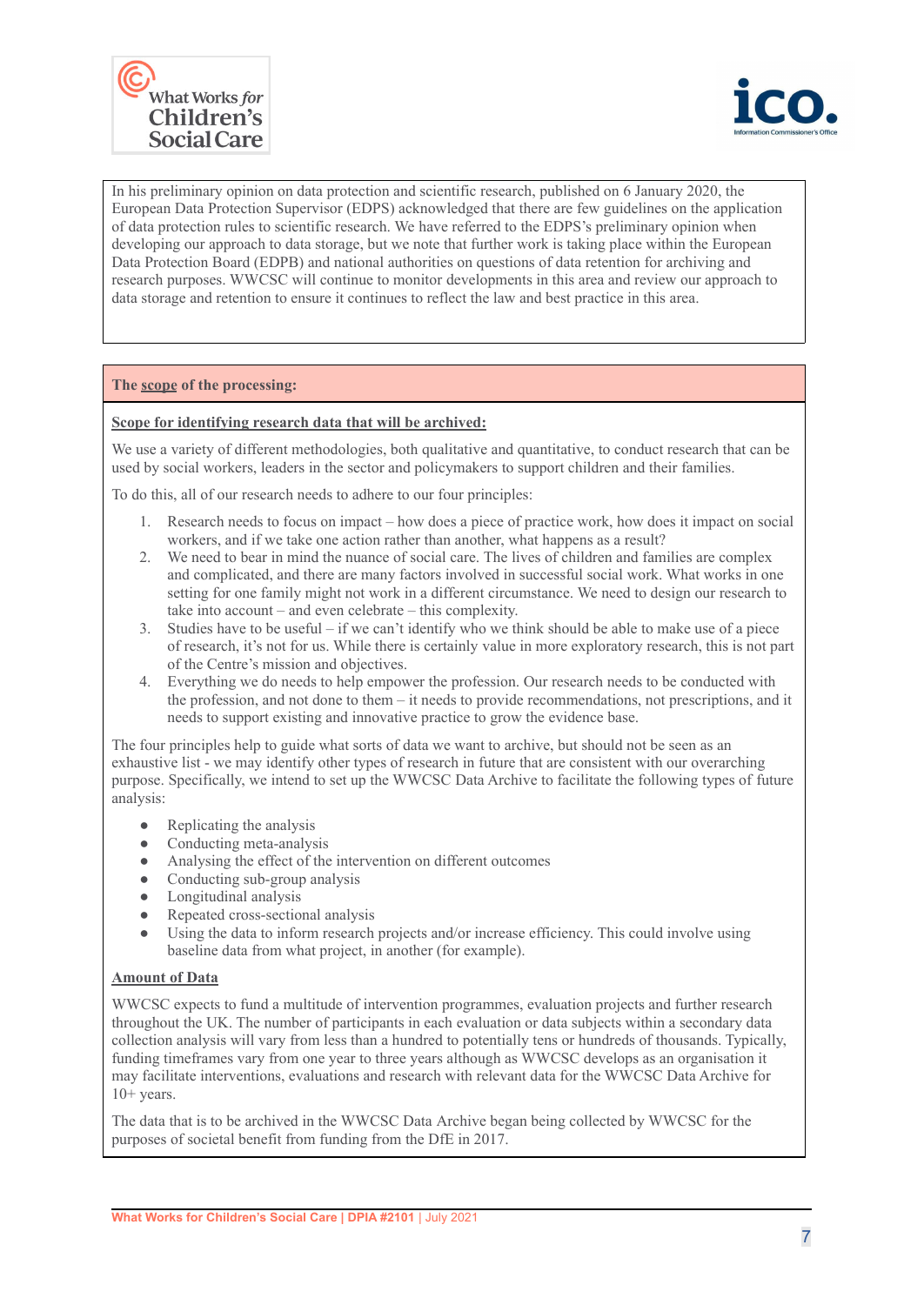In his preliminary opinion on data protection and scientific research, published on 6 January 2020, the European Data Protection Supervisor (EDPS) acknowledged that there are few guidelines on the application of data protection rules to scientific research. We have referred to the EDPS's preliminary opinion when developing our approach to data storage, but we note that further work is taking place within the European Data Protection Board (EDPB) and national authorities on questions of data retention for archiving and research purposes. WWCSC will continue to monitor developments in this area and review our approach to data storage and retention to ensure it continues to reflect the law and best practice in this area.

## The scope of the processing:

**Scope for identifying research data that will be archived:**

We use a variety of different methodologies, both qualitative and quantitative, to conduct research that can be used by social workers, leaders in the sector and policymakers to support children and their families.

To do this, all of our research needs to adhere to our four principles:

1. Research needs to focus on impact – how does a piece of practice work, how does it impact on social workers, and if we take one action rather than another, what happens as a result?
2. We need to bear in mind the nuance of social care. The lives of children and families are complex and complicated, and there are many factors involved in successful social work. What works in one setting for one family might not work in a different circumstance. We need to design our research to take into account – and even celebrate – this complexity.
3. Studies have to be useful – if we can't identify who we think should be able to make use of a piece of research, it's not for us. While there is certainly value in more exploratory research, this is not part of the Centre's mission and objectives.
4. Everything we do needs to help empower the profession. Our research needs to be conducted with the profession, and not done to them – it needs to provide recommendations, not prescriptions, and it needs to support existing and innovative practice to grow the evidence base.

The four principles help to guide what sorts of data we want to archive, but should not be seen as an exhaustive list - we may identify other types of research in future that are consistent with our overarching purpose. Specifically, we intend to set up the WWCSC Data Archive to facilitate the following types of future analysis:

- Replicating the analysis
- Conducting meta-analysis
- Analysing the effect of the intervention on different outcomes
- Conducting sub-group analysis
- Longitudinal analysis
- Repeated cross-sectional analysis
- Using the data to inform research projects and/or increase efficiency. This could involve using baseline data from what project, in another (for example).

**Amount of Data**

WWCSC expects to fund a multitude of intervention programmes, evaluation projects and further research throughout the UK. The number of participants in each evaluation or data subjects within a secondary data collection analysis will vary from less than a hundred to potentially tens or hundreds of thousands. Typically, funding timeframes vary from one year to three years although as WWCSC develops as an organisation it may facilitate interventions, evaluations and research with relevant data for the WWCSC Data Archive for 10+ years.

The data that is to be archived in the WWCSC Data Archive began being collected by WWCSC for the purposes of societal benefit from funding from the DfE in 2017.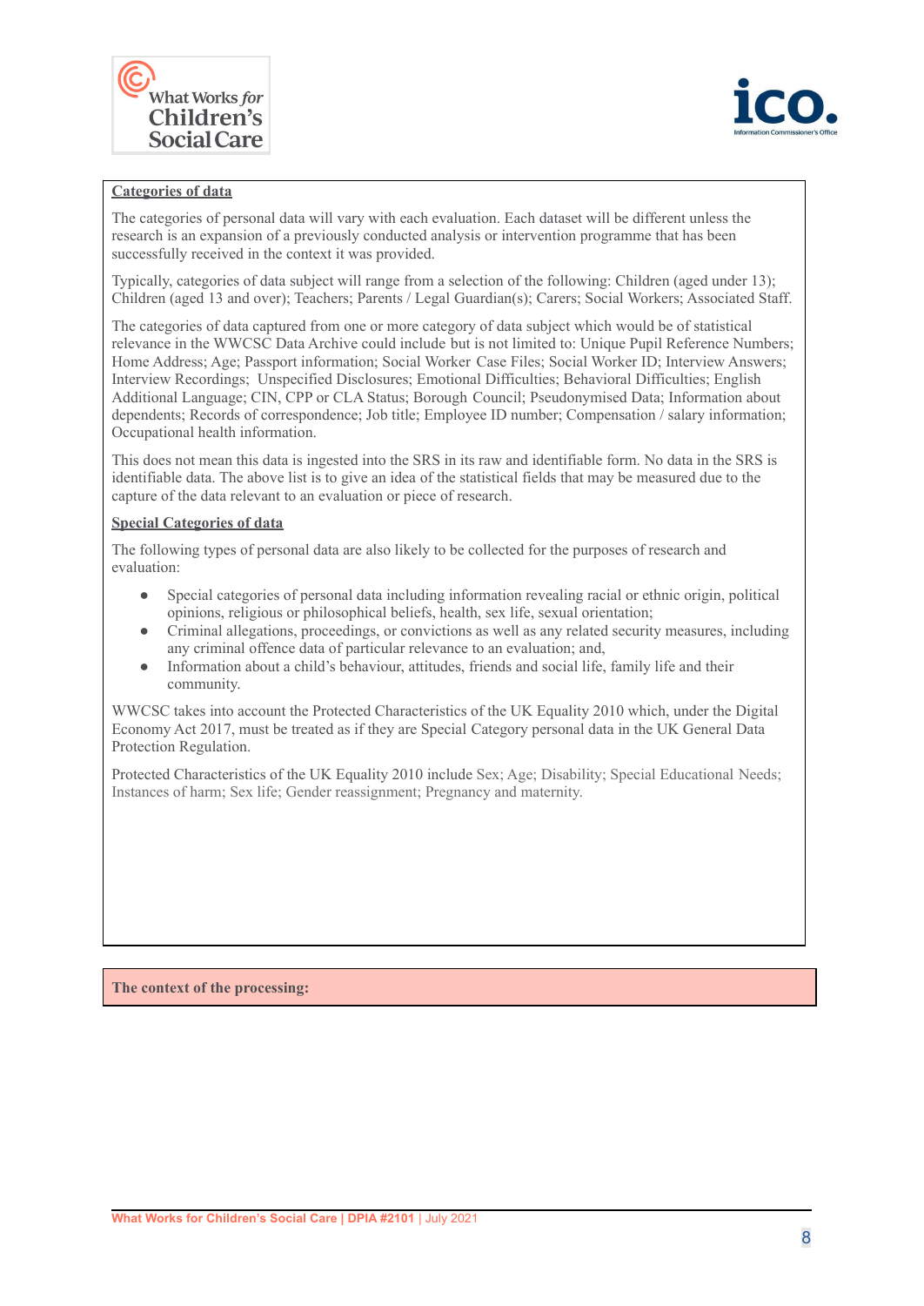**Categories of data**

The categories of personal data will vary with each evaluation. Each dataset will be different unless the research is an expansion of a previously conducted analysis or intervention programme that has been successfully received in the context it was provided.

Typically, categories of data subject will range from a selection of the following: Children (aged under 13); Children (aged 13 and over); Teachers; Parents / Legal Guardian(s); Carers; Social Workers; Associated Staff.

The categories of data captured from one or more category of data subject which would be of statistical relevance in the WWCSC Data Archive could include but is not limited to: Unique Pupil Reference Numbers; Home Address; Age; Passport information; Social Worker Case Files; Social Worker ID; Interview Answers; Interview Recordings; Unspecified Disclosures; Emotional Difficulties; Behavioral Difficulties; English Additional Language; CIN, CPP or CLA Status; Borough Council; Pseudonymised Data; Information about dependents; Records of correspondence; Job title; Employee ID number; Compensation / salary information; Occupational health information.

This does not mean this data is ingested into the SRS in its raw and identifiable form. No data in the SRS is identifiable data. The above list is to give an idea of the statistical fields that may be measured due to the capture of the data relevant to an evaluation or piece of research.

**Special Categories of data**

The following types of personal data are also likely to be collected for the purposes of research and evaluation:

- Special categories of personal data including information revealing racial or ethnic origin, political opinions, religious or philosophical beliefs, health, sex life, sexual orientation;
- Criminal allegations, proceedings, or convictions as well as any related security measures, including any criminal offence data of particular relevance to an evaluation; and,
- Information about a child's behaviour, attitudes, friends and social life, family life and their community.

WWCSC takes into account the Protected Characteristics of the UK Equality 2010 which, under the Digital Economy Act 2017, must be treated as if they are Special Category personal data in the UK General Data Protection Regulation.

Protected Characteristics of the UK Equality 2010 include Sex; Age; Disability; Special Educational Needs; Instances of harm; Sex life; Gender reassignment; Pregnancy and maternity.

**The context of the processing:**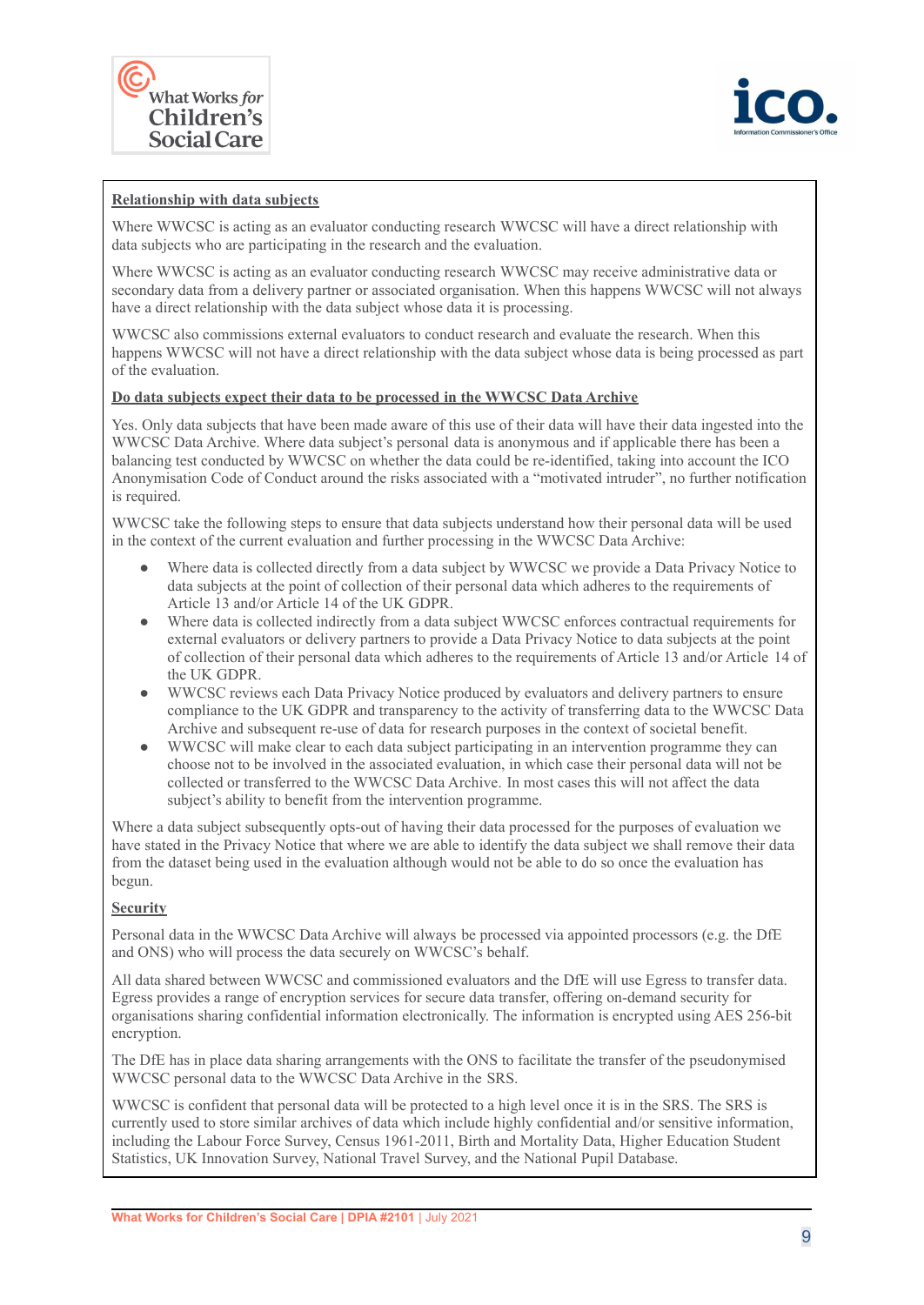**Relationship with data subjects**

Where WWCSC is acting as an evaluator conducting research WWCSC will have a direct relationship with data subjects who are participating in the research and the evaluation.

Where WWCSC is acting as an evaluator conducting research WWCSC may receive administrative data or secondary data from a delivery partner or associated organisation. When this happens WWCSC will not always have a direct relationship with the data subject whose data it is processing.

WWCSC also commissions external evaluators to conduct research and evaluate the research. When this happens WWCSC will not have a direct relationship with the data subject whose data is being processed as part of the evaluation.

**Do data subjects expect their data to be processed in the WWCSC Data Archive**

Yes. Only data subjects that have been made aware of this use of their data will have their data ingested into the WWCSC Data Archive. Where data subject's personal data is anonymous and if applicable there has been a balancing test conducted by WWCSC on whether the data could be re-identified, taking into account the ICO Anonymisation Code of Conduct around the risks associated with a "motivated intruder", no further notification is required.

WWCSC take the following steps to ensure that data subjects understand how their personal data will be used in the context of the current evaluation and further processing in the WWCSC Data Archive:

- Where data is collected directly from a data subject by WWCSC we provide a Data Privacy Notice to data subjects at the point of collection of their personal data which adheres to the requirements of Article 13 and/or Article 14 of the UK GDPR.
- Where data is collected indirectly from a data subject WWCSC enforces contractual requirements for external evaluators or delivery partners to provide a Data Privacy Notice to data subjects at the point of collection of their personal data which adheres to the requirements of Article 13 and/or Article 14 of the UK GDPR.
- WWCSC reviews each Data Privacy Notice produced by evaluators and delivery partners to ensure compliance to the UK GDPR and transparency to the activity of transferring data to the WWCSC Data Archive and subsequent re-use of data for research purposes in the context of societal benefit.
- WWCSC will make clear to each data subject participating in an intervention programme they can choose not to be involved in the associated evaluation, in which case their personal data will not be collected or transferred to the WWCSC Data Archive. In most cases this will not affect the data subject's ability to benefit from the intervention programme.

Where a data subject subsequently opts-out of having their data processed for the purposes of evaluation we have stated in the Privacy Notice that where we are able to identify the data subject we shall remove their data from the dataset being used in the evaluation although would not be able to do so once the evaluation has begun.

**Security**

Personal data in the WWCSC Data Archive will always be processed via appointed processors (e.g. the DfE and ONS) who will process the data securely on WWCSC's behalf.

All data shared between WWCSC and commissioned evaluators and the DfE will use Egress to transfer data. Egress provides a range of encryption services for secure data transfer, offering on-demand security for organisations sharing confidential information electronically. The information is encrypted using AES 256-bit encryption.

The DfE has in place data sharing arrangements with the ONS to facilitate the transfer of the pseudonymised WWCSC personal data to the WWCSC Data Archive in the SRS.

WWCSC is confident that personal data will be protected to a high level once it is in the SRS. The SRS is currently used to store similar archives of data which include highly confidential and/or sensitive information, including the Labour Force Survey, Census 1961-2011, Birth and Mortality Data, Higher Education Student Statistics, UK Innovation Survey, National Travel Survey, and the National Pupil Database.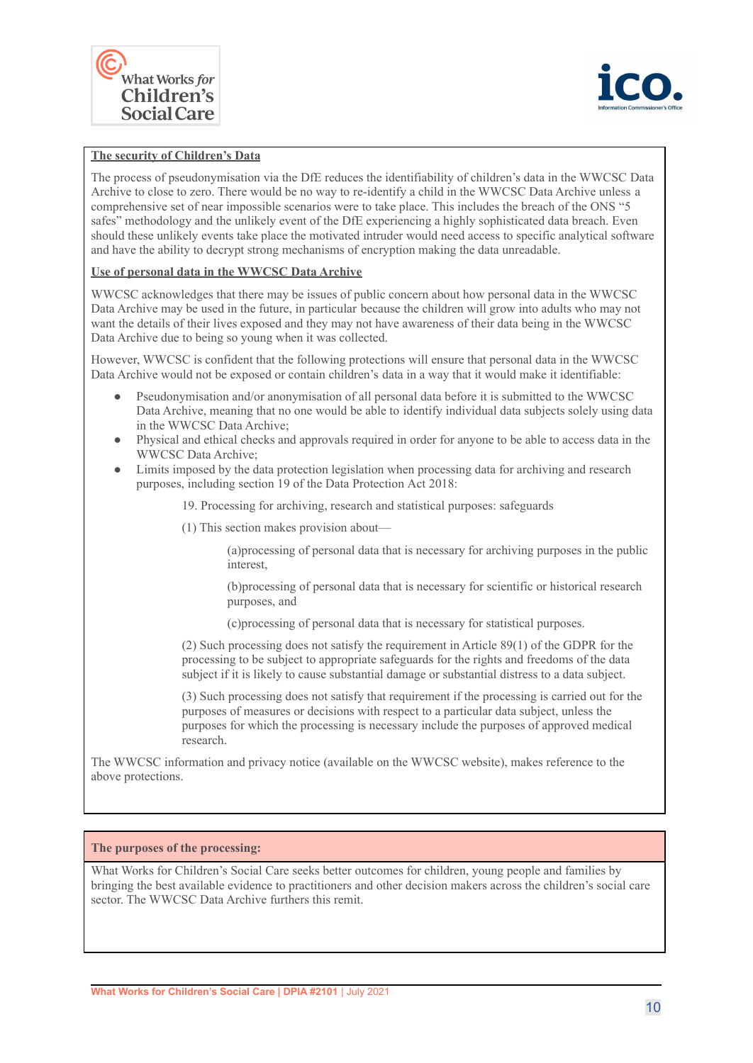**The security of Children's Data**

The process of pseudonymisation via the DfE reduces the identifiability of children's data in the WWCSC Data Archive to close to zero. There would be no way to re-identify a child in the WWCSC Data Archive unless a comprehensive set of near impossible scenarios were to take place. This includes the breach of the ONS "5 safes" methodology and the unlikely event of the DfE experiencing a highly sophisticated data breach. Even should these unlikely events take place the motivated intruder would need access to specific analytical software and have the ability to decrypt strong mechanisms of encryption making the data unreadable.

**Use of personal data in the WWCSC Data Archive**

WWCSC acknowledges that there may be issues of public concern about how personal data in the WWCSC Data Archive may be used in the future, in particular because the children will grow into adults who may not want the details of their lives exposed and they may not have awareness of their data being in the WWCSC Data Archive due to being so young when it was collected.

However, WWCSC is confident that the following protections will ensure that personal data in the WWCSC Data Archive would not be exposed or contain children's data in a way that it would make it identifiable:

- Pseudonymisation and/or anonymisation of all personal data before it is submitted to the WWCSC Data Archive, meaning that no one would be able to identify individual data subjects solely using data in the WWCSC Data Archive;
- Physical and ethical checks and approvals required in order for anyone to be able to access data in the WWCSC Data Archive;
- Limits imposed by the data protection legislation when processing data for archiving and research purposes, including section 19 of the Data Protection Act 2018:

> 19. Processing for archiving, research and statistical purposes: safeguards
>
> (1) This section makes provision about—
>
> > (a)processing of personal data that is necessary for archiving purposes in the public interest,
> >
> > (b)processing of personal data that is necessary for scientific or historical research purposes, and
> >
> > (c)processing of personal data that is necessary for statistical purposes.
>
> (2) Such processing does not satisfy the requirement in Article 89(1) of the GDPR for the processing to be subject to appropriate safeguards for the rights and freedoms of the data subject if it is likely to cause substantial damage or substantial distress to a data subject.
>
> (3) Such processing does not satisfy that requirement if the processing is carried out for the purposes of measures or decisions with respect to a particular data subject, unless the purposes for which the processing is necessary include the purposes of approved medical research.

The WWCSC information and privacy notice (available on the WWCSC website), makes reference to the above protections.

**The purposes of the processing:**

What Works for Children's Social Care seeks better outcomes for children, young people and families by bringing the best available evidence to practitioners and other decision makers across the children's social care sector. The WWCSC Data Archive furthers this remit.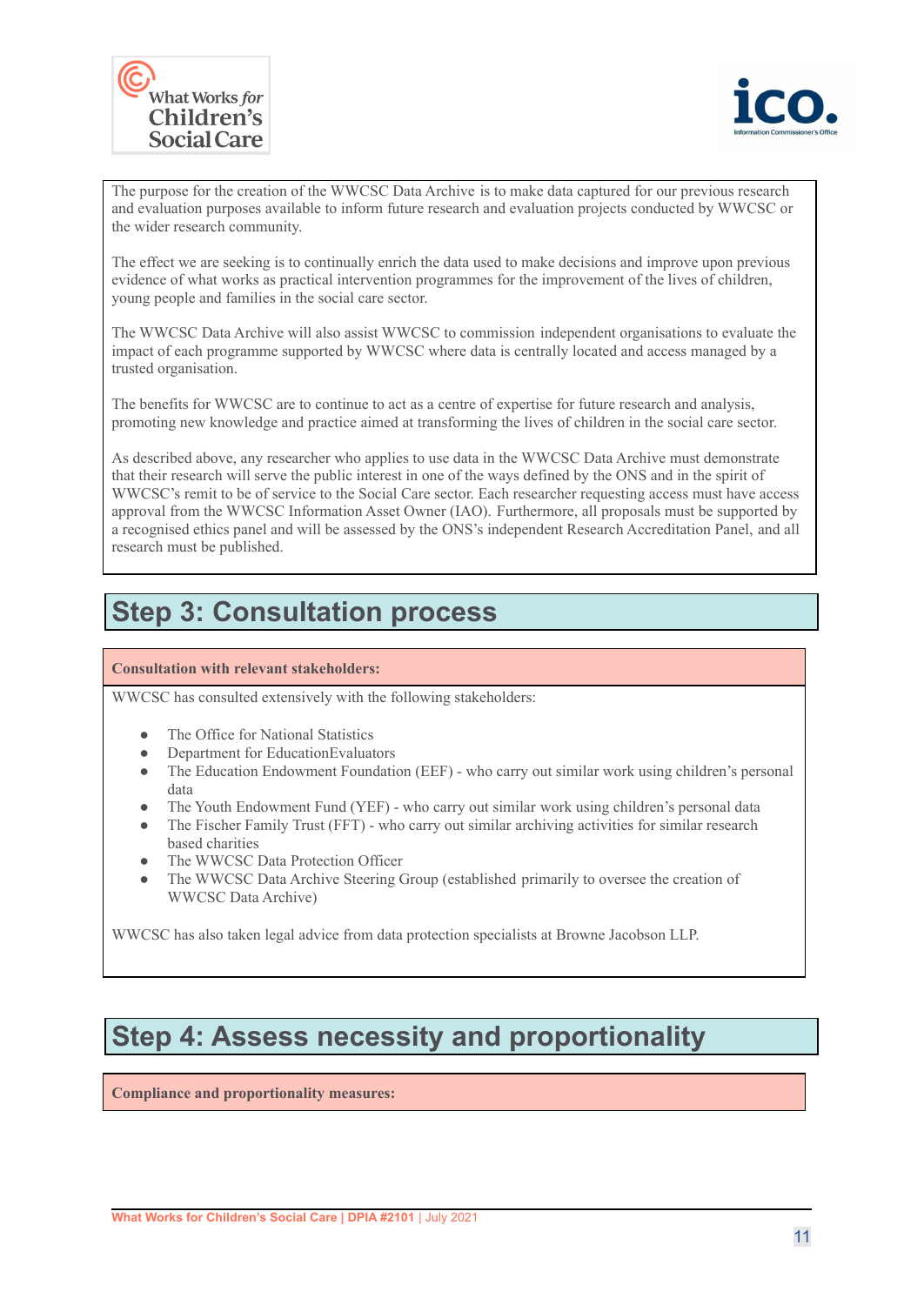The purpose for the creation of the WWCSC Data Archive is to make data captured for our previous research and evaluation purposes available to inform future research and evaluation projects conducted by WWCSC or the wider research community.

The effect we are seeking is to continually enrich the data used to make decisions and improve upon previous evidence of what works as practical intervention programmes for the improvement of the lives of children, young people and families in the social care sector.

The WWCSC Data Archive will also assist WWCSC to commission independent organisations to evaluate the impact of each programme supported by WWCSC where data is centrally located and access managed by a trusted organisation.

The benefits for WWCSC are to continue to act as a centre of expertise for future research and analysis, promoting new knowledge and practice aimed at transforming the lives of children in the social care sector.

As described above, any researcher who applies to use data in the WWCSC Data Archive must demonstrate that their research will serve the public interest in one of the ways defined by the ONS and in the spirit of WWCSC's remit to be of service to the Social Care sector. Each researcher requesting access must have access approval from the WWCSC Information Asset Owner (IAO). Furthermore, all proposals must be supported by a recognised ethics panel and will be assessed by the ONS's independent Research Accreditation Panel, and all research must be published.

## Step 3: Consultation process

**Consultation with relevant stakeholders:**

WWCSC has consulted extensively with the following stakeholders:

- The Office for National Statistics
- Department for EducationEvaluators
- The Education Endowment Foundation (EEF) - who carry out similar work using children's personal data
- The Youth Endowment Fund (YEF) - who carry out similar work using children's personal data
- The Fischer Family Trust (FFT) - who carry out similar archiving activities for similar research based charities
- The WWCSC Data Protection Officer
- The WWCSC Data Archive Steering Group (established primarily to oversee the creation of WWCSC Data Archive)

WWCSC has also taken legal advice from data protection specialists at Browne Jacobson LLP.

## Step 4: Assess necessity and proportionality

**Compliance and proportionality measures:**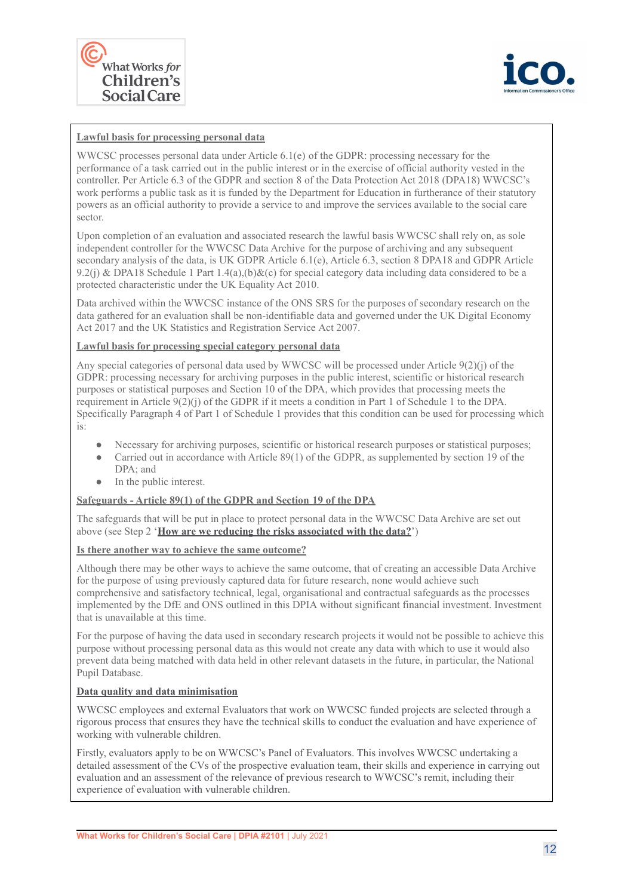**Lawful basis for processing personal data**

WWCSC processes personal data under Article 6.1(e) of the GDPR: processing necessary for the performance of a task carried out in the public interest or in the exercise of official authority vested in the controller. Per Article 6.3 of the GDPR and section 8 of the Data Protection Act 2018 (DPA18) WWCSC's work performs a public task as it is funded by the Department for Education in furtherance of their statutory powers as an official authority to provide a service to and improve the services available to the social care sector.

Upon completion of an evaluation and associated research the lawful basis WWCSC shall rely on, as sole independent controller for the WWCSC Data Archive for the purpose of archiving and any subsequent secondary analysis of the data, is UK GDPR Article 6.1(e), Article 6.3, section 8 DPA18 and GDPR Article 9.2(j) & DPA18 Schedule 1 Part 1.4(a),(b)&(c) for special category data including data considered to be a protected characteristic under the UK Equality Act 2010.

Data archived within the WWCSC instance of the ONS SRS for the purposes of secondary research on the data gathered for an evaluation shall be non-identifiable data and governed under the UK Digital Economy Act 2017 and the UK Statistics and Registration Service Act 2007.

**Lawful basis for processing special category personal data**

Any special categories of personal data used by WWCSC will be processed under Article 9(2)(j) of the GDPR: processing necessary for archiving purposes in the public interest, scientific or historical research purposes or statistical purposes and Section 10 of the DPA, which provides that processing meets the requirement in Article 9(2)(j) of the GDPR if it meets a condition in Part 1 of Schedule 1 to the DPA. Specifically Paragraph 4 of Part 1 of Schedule 1 provides that this condition can be used for processing which is:

- Necessary for archiving purposes, scientific or historical research purposes or statistical purposes;
- Carried out in accordance with Article 89(1) of the GDPR, as supplemented by section 19 of the DPA; and
- In the public interest.

**Safeguards - Article 89(1) of the GDPR and Section 19 of the DPA**

The safeguards that will be put in place to protect personal data in the WWCSC Data Archive are set out above (see Step 2 '**How are we reducing the risks associated with the data?**')

**Is there another way to achieve the same outcome?**

Although there may be other ways to achieve the same outcome, that of creating an accessible Data Archive for the purpose of using previously captured data for future research, none would achieve such comprehensive and satisfactory technical, legal, organisational and contractual safeguards as the processes implemented by the DfE and ONS outlined in this DPIA without significant financial investment. Investment that is unavailable at this time.

For the purpose of having the data used in secondary research projects it would not be possible to achieve this purpose without processing personal data as this would not create any data with which to use it would also prevent data being matched with data held in other relevant datasets in the future, in particular, the National Pupil Database.

**Data quality and data minimisation**

WWCSC employees and external Evaluators that work on WWCSC funded projects are selected through a rigorous process that ensures they have the technical skills to conduct the evaluation and have experience of working with vulnerable children.

Firstly, evaluators apply to be on WWCSC's Panel of Evaluators. This involves WWCSC undertaking a detailed assessment of the CVs of the prospective evaluation team, their skills and experience in carrying out evaluation and an assessment of the relevance of previous research to WWCSC's remit, including their experience of evaluation with vulnerable children.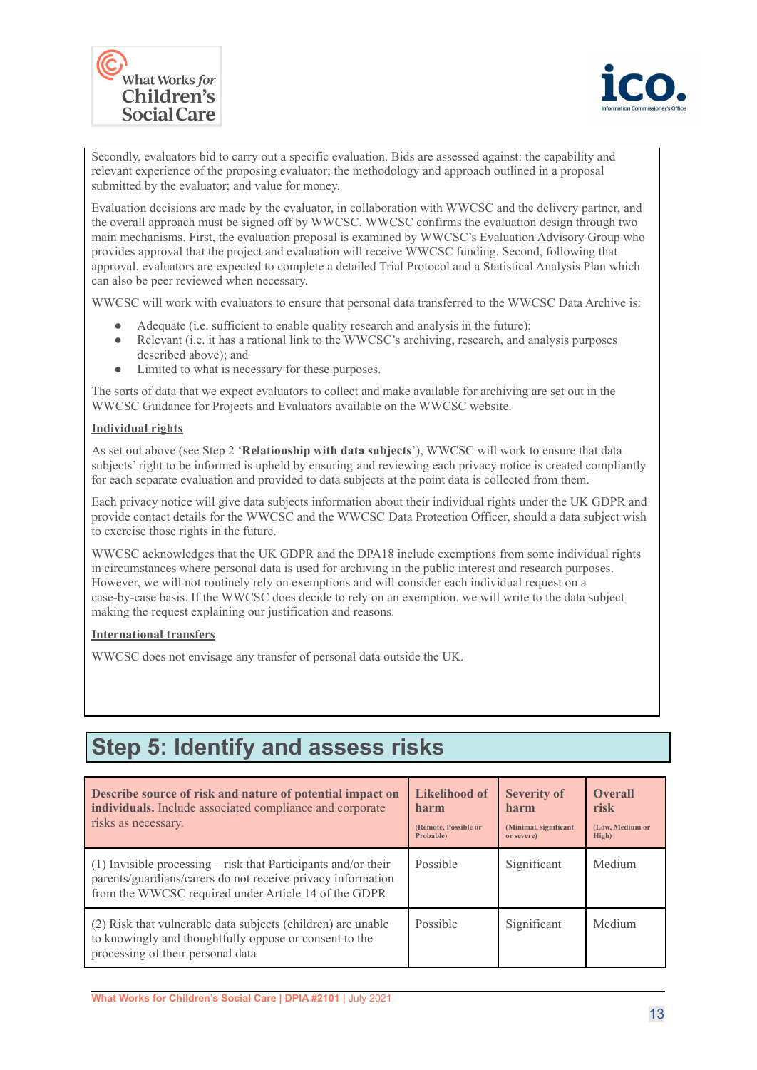Secondly, evaluators bid to carry out a specific evaluation. Bids are assessed against: the capability and relevant experience of the proposing evaluator; the methodology and approach outlined in a proposal submitted by the evaluator; and value for money.

Evaluation decisions are made by the evaluator, in collaboration with WWCSC and the delivery partner, and the overall approach must be signed off by WWCSC. WWCSC confirms the evaluation design through two main mechanisms. First, the evaluation proposal is examined by WWCSC's Evaluation Advisory Group who provides approval that the project and evaluation will receive WWCSC funding. Second, following that approval, evaluators are expected to complete a detailed Trial Protocol and a Statistical Analysis Plan which can also be peer reviewed when necessary.

WWCSC will work with evaluators to ensure that personal data transferred to the WWCSC Data Archive is:

- Adequate (i.e. sufficient to enable quality research and analysis in the future);
- Relevant (i.e. it has a rational link to the WWCSC's archiving, research, and analysis purposes described above); and
- Limited to what is necessary for these purposes.

The sorts of data that we expect evaluators to collect and make available for archiving are set out in the WWCSC Guidance for Projects and Evaluators available on the WWCSC website.

**Individual rights**

As set out above (see Step 2 '**Relationship with data subjects**'), WWCSC will work to ensure that data subjects' right to be informed is upheld by ensuring and reviewing each privacy notice is created compliantly for each separate evaluation and provided to data subjects at the point data is collected from them.

Each privacy notice will give data subjects information about their individual rights under the UK GDPR and provide contact details for the WWCSC and the WWCSC Data Protection Officer, should a data subject wish to exercise those rights in the future.

WWCSC acknowledges that the UK GDPR and the DPA18 include exemptions from some individual rights in circumstances where personal data is used for archiving in the public interest and research purposes. However, we will not routinely rely on exemptions and will consider each individual request on a case-by-case basis. If the WWCSC does decide to rely on an exemption, we will write to the data subject making the request explaining our justification and reasons.

**International transfers**

WWCSC does not envisage any transfer of personal data outside the UK.

## Step 5: Identify and assess risks

| **Describe source of risk and nature of potential impact on individuals.** Include associated compliance and corporate risks as necessary. | **Likelihood of harm** (Remote, Possible or Probable) | **Severity of harm** (Minimal, significant or severe) | **Overall risk** (Low, Medium or High) |
|---|---|---|---|
| (1) Invisible processing – risk that Participants and/or their parents/guardians/carers do not receive privacy information from the WWCSC required under Article 14 of the GDPR | Possible | Significant | Medium |
| (2) Risk that vulnerable data subjects (children) are unable to knowingly and thoughtfully oppose or consent to the processing of their personal data | Possible | Significant | Medium |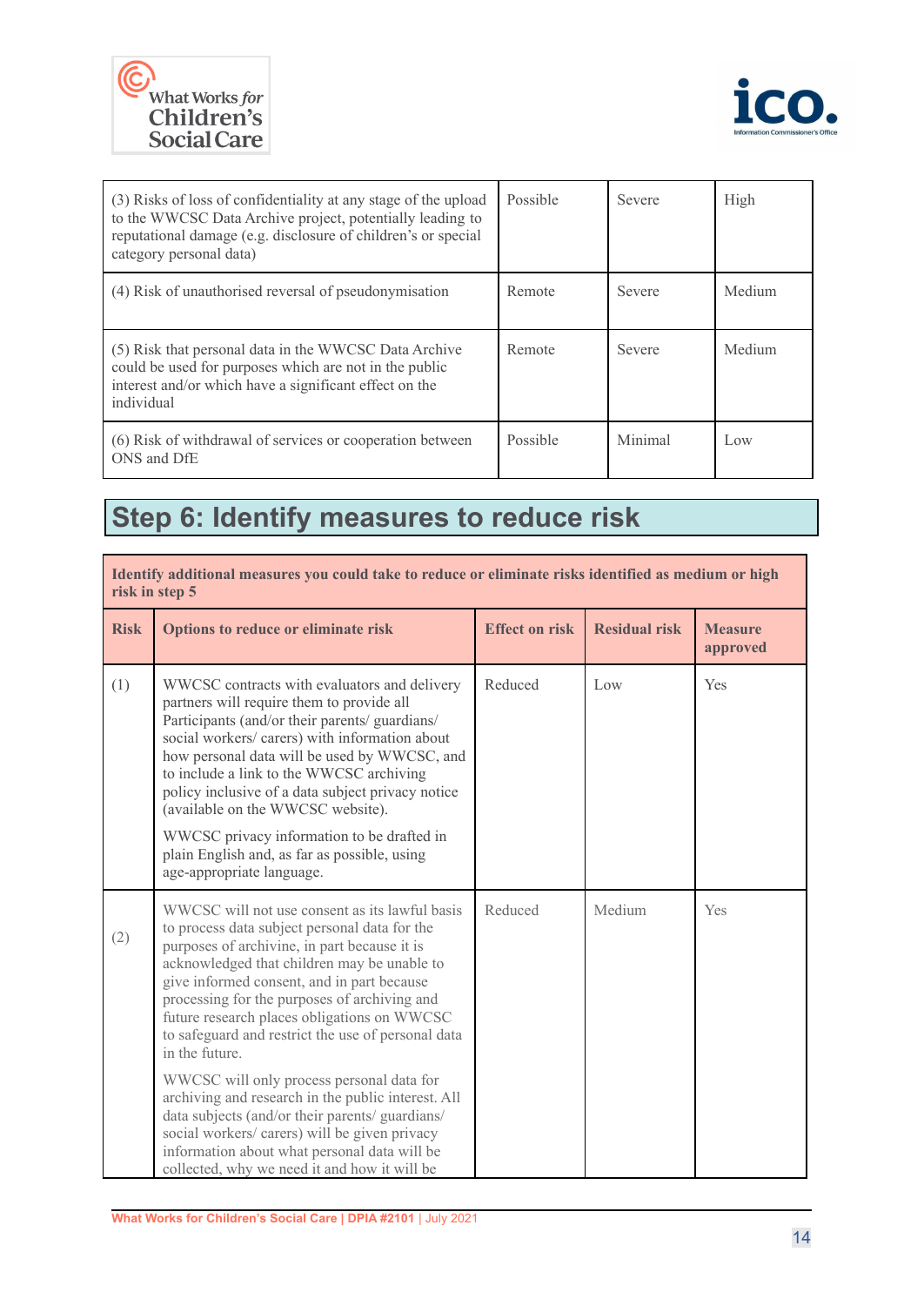| (3) Risks of loss of confidentiality at any stage of the upload to the WWCSC Data Archive project, potentially leading to reputational damage (e.g. disclosure of children's or special category personal data) | Possible | Severe | High |
|---|---|---|---|
| (4) Risk of unauthorised reversal of pseudonymisation | Remote | Severe | Medium |
| (5) Risk that personal data in the WWCSC Data Archive could be used for purposes which are not in the public interest and/or which have a significant effect on the individual | Remote | Severe | Medium |
| (6) Risk of withdrawal of services or cooperation between ONS and DfE | Possible | Minimal | Low |

## Step 6: Identify measures to reduce risk

**Identify additional measures you could take to reduce or eliminate risks identified as medium or high risk in step 5**

| Risk | Options to reduce or eliminate risk | Effect on risk | Residual risk | Measure approved |
|---|---|---|---|---|
| (1) | WWCSC contracts with evaluators and delivery partners will require them to provide all Participants (and/or their parents/ guardians/ social workers/ carers) with information about how personal data will be used by WWCSC, and to include a link to the WWCSC archiving policy inclusive of a data subject privacy notice (available on the WWCSC website).<br><br>WWCSC privacy information to be drafted in plain English and, as far as possible, using age-appropriate language. | Reduced | Low | Yes |
| (2) | WWCSC will not use consent as its lawful basis to process data subject personal data for the purposes of archivine, in part because it is acknowledged that children may be unable to give informed consent, and in part because processing for the purposes of archiving and future research places obligations on WWCSC to safeguard and restrict the use of personal data in the future.<br><br>WWCSC will only process personal data for archiving and research in the public interest. All data subjects (and/or their parents/ guardians/ social workers/ carers) will be given privacy information about what personal data will be collected, why we need it and how it will be | Reduced | Medium | Yes |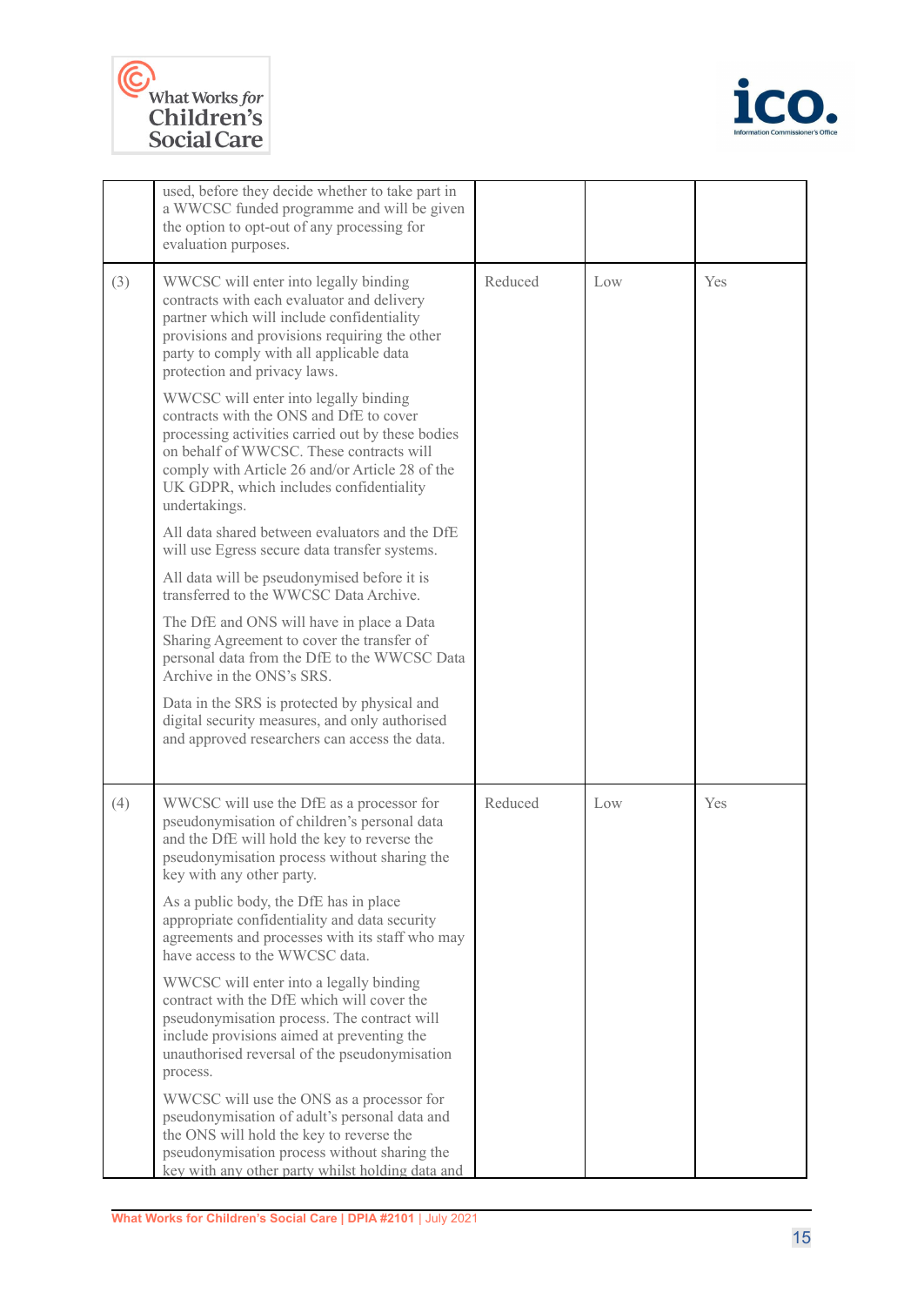|  |  |  |  |  |
|---|---|---|---|---|
|  | used, before they decide whether to take part in a WWCSC funded programme and will be given the option to opt-out of any processing for evaluation purposes. |  |  |  |
| (3) | WWCSC will enter into legally binding contracts with each evaluator and delivery partner which will include confidentiality provisions and provisions requiring the other party to comply with all applicable data protection and privacy laws.<br><br>WWCSC will enter into legally binding contracts with the ONS and DfE to cover processing activities carried out by these bodies on behalf of WWCSC. These contracts will comply with Article 26 and/or Article 28 of the UK GDPR, which includes confidentiality undertakings.<br><br>All data shared between evaluators and the DfE will use Egress secure data transfer systems.<br><br>All data will be pseudonymised before it is transferred to the WWCSC Data Archive.<br><br>The DfE and ONS will have in place a Data Sharing Agreement to cover the transfer of personal data from the DfE to the WWCSC Data Archive in the ONS's SRS.<br><br>Data in the SRS is protected by physical and digital security measures, and only authorised and approved researchers can access the data. | Reduced | Low | Yes |
| (4) | WWCSC will use the DfE as a processor for pseudonymisation of children's personal data and the DfE will hold the key to reverse the pseudonymisation process without sharing the key with any other party.<br><br>As a public body, the DfE has in place appropriate confidentiality and data security agreements and processes with its staff who may have access to the WWCSC data.<br><br>WWCSC will enter into a legally binding contract with the DfE which will cover the pseudonymisation process. The contract will include provisions aimed at preventing the unauthorised reversal of the pseudonymisation process.<br><br>WWCSC will use the ONS as a processor for pseudonymisation of adult's personal data and the ONS will hold the key to reverse the pseudonymisation process without sharing the key with any other party whilst holding data and | Reduced | Low | Yes |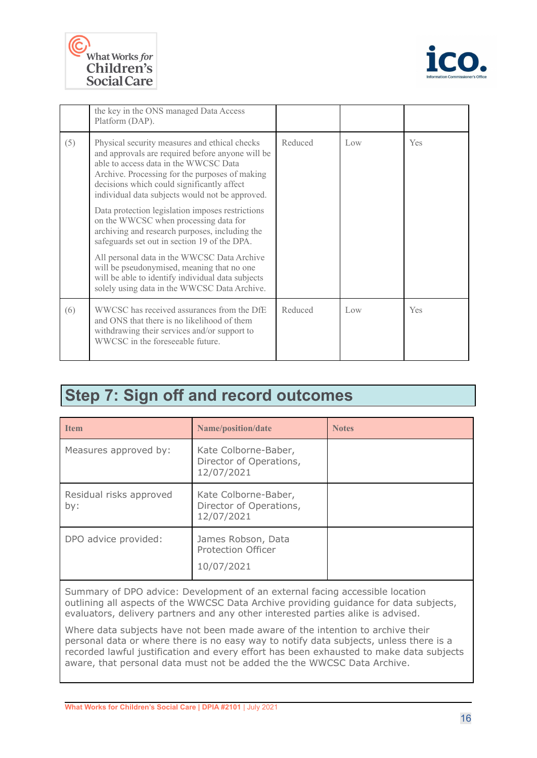|  | the key in the ONS managed Data Access Platform (DAP). |  |  |  |
|---|---|---|---|---|
| (5) | Physical security measures and ethical checks and approvals are required before anyone will be able to access data in the WWCSC Data Archive. Processing for the purposes of making decisions which could significantly affect individual data subjects would not be approved.<br><br>Data protection legislation imposes restrictions on the WWCSC when processing data for archiving and research purposes, including the safeguards set out in section 19 of the DPA.<br><br>All personal data in the WWCSC Data Archive will be pseudonymised, meaning that no one will be able to identify individual data subjects solely using data in the WWCSC Data Archive. | Reduced | Low | Yes |
| (6) | WWCSC has received assurances from the DfE and ONS that there is no likelihood of them withdrawing their services and/or support to WWCSC in the foreseeable future. | Reduced | Low | Yes |

## Step 7: Sign off and record outcomes

| Item | Name/position/date | Notes |
|---|---|---|
| Measures approved by: | Kate Colborne-Baber, Director of Operations, 12/07/2021 |  |
| Residual risks approved by: | Kate Colborne-Baber, Director of Operations, 12/07/2021 |  |
| DPO advice provided: | James Robson, Data Protection Officer<br><br>10/07/2021 |  |

Summary of DPO advice: Development of an external facing accessible location outlining all aspects of the WWCSC Data Archive providing guidance for data subjects, evaluators, delivery partners and any other interested parties alike is advised.

Where data subjects have not been made aware of the intention to archive their personal data or where there is no easy way to notify data subjects, unless there is a recorded lawful justification and every effort has been exhausted to make data subjects aware, that personal data must not be added the the WWCSC Data Archive.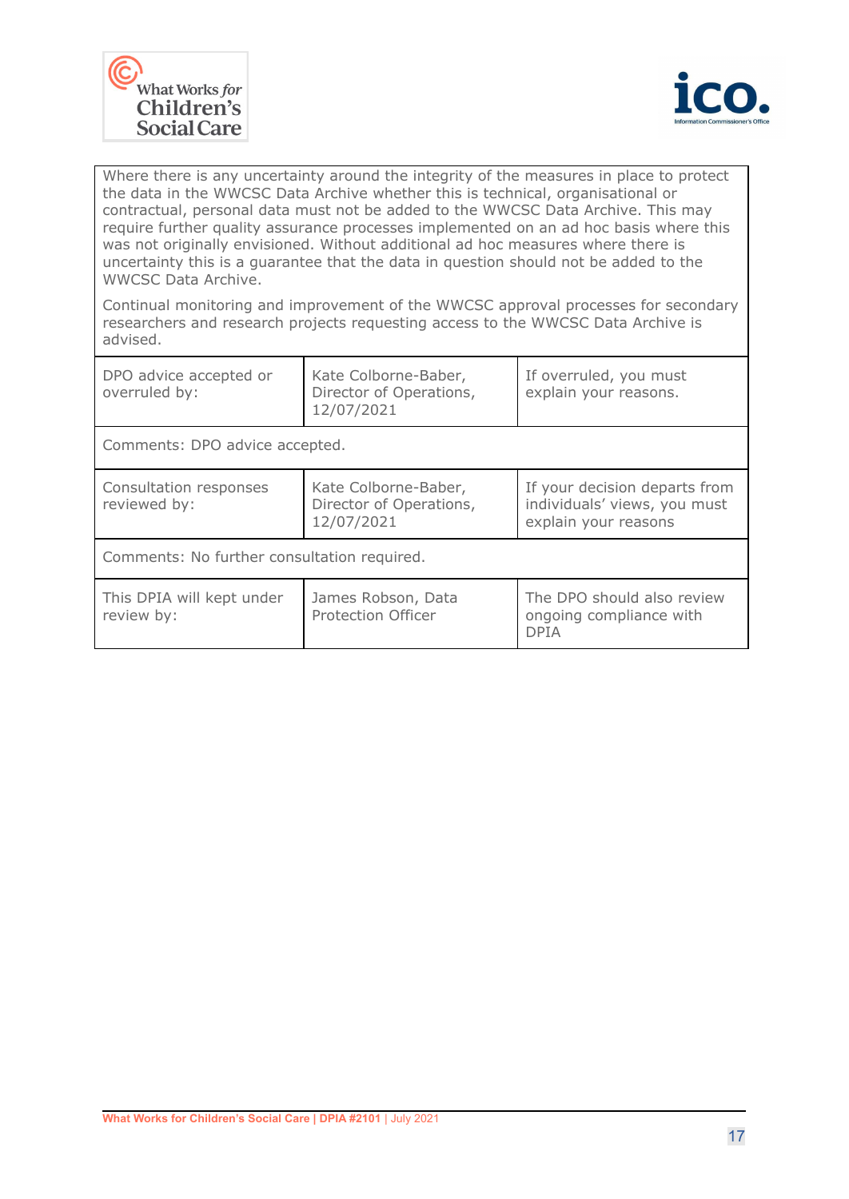| |
|---|
| Where there is any uncertainty around the integrity of the measures in place to protect the data in the WWCSC Data Archive whether this is technical, organisational or contractual, personal data must not be added to the WWCSC Data Archive. This may require further quality assurance processes implemented on an ad hoc basis where this was not originally envisioned. Without additional ad hoc measures where there is uncertainty this is a guarantee that the data in question should not be added to the WWCSC Data Archive.<br><br>Continual monitoring and improvement of the WWCSC approval processes for secondary researchers and research projects requesting access to the WWCSC Data Archive is advised. |

| | | |
|---|---|---|
| DPO advice accepted or overruled by: | Kate Colborne-Baber, Director of Operations, 12/07/2021 | If overruled, you must explain your reasons. |
| Comments: DPO advice accepted. | | |
| Consultation responses reviewed by: | Kate Colborne-Baber, Director of Operations, 12/07/2021 | If your decision departs from individuals' views, you must explain your reasons |
| Comments: No further consultation required. | | |
| This DPIA will kept under review by: | James Robson, Data Protection Officer | The DPO should also review ongoing compliance with DPIA |